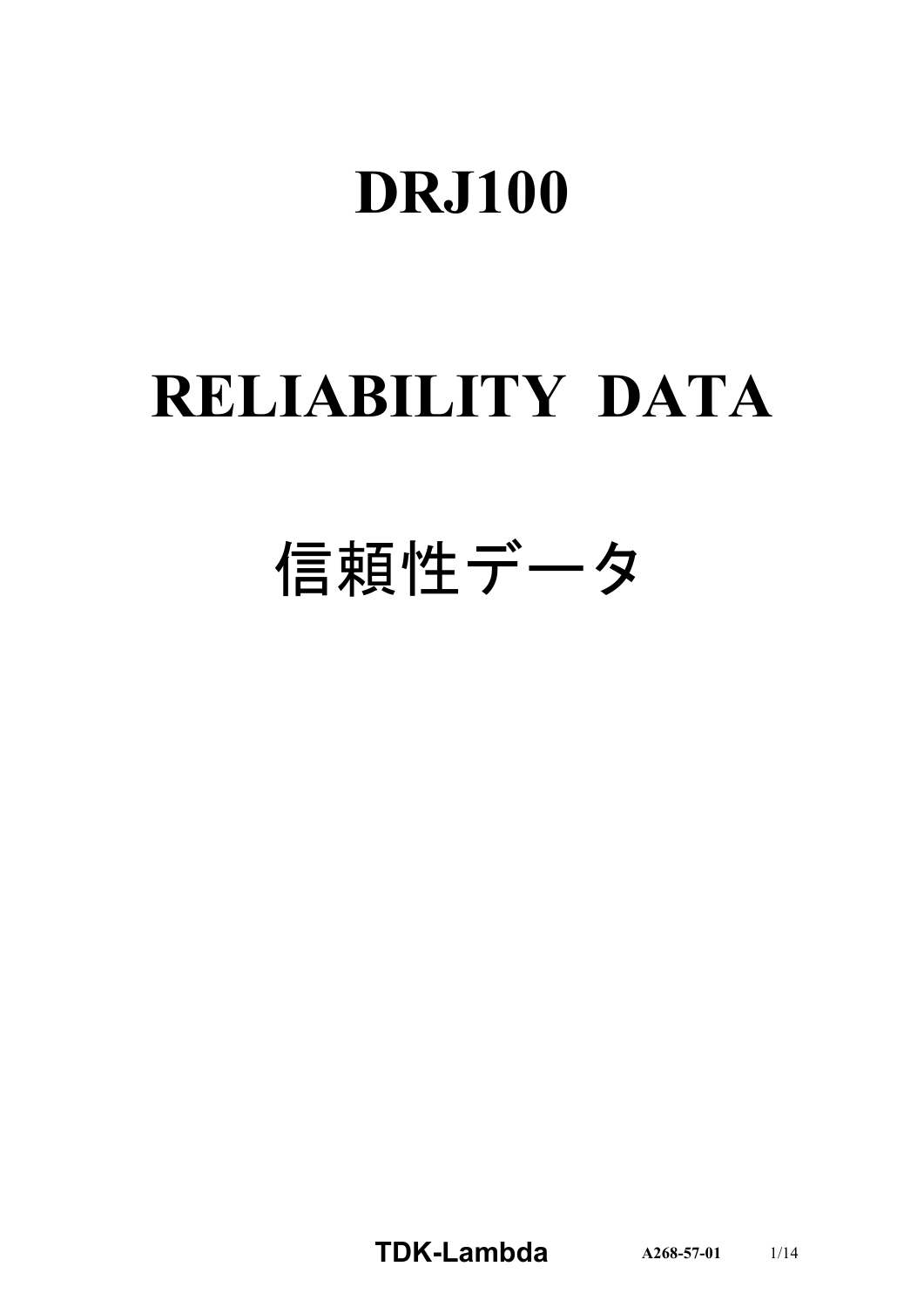# DRJ100

# RELIABILITY DATA

# 信頼性データ

**TDK-Lambda** **A268-57-01**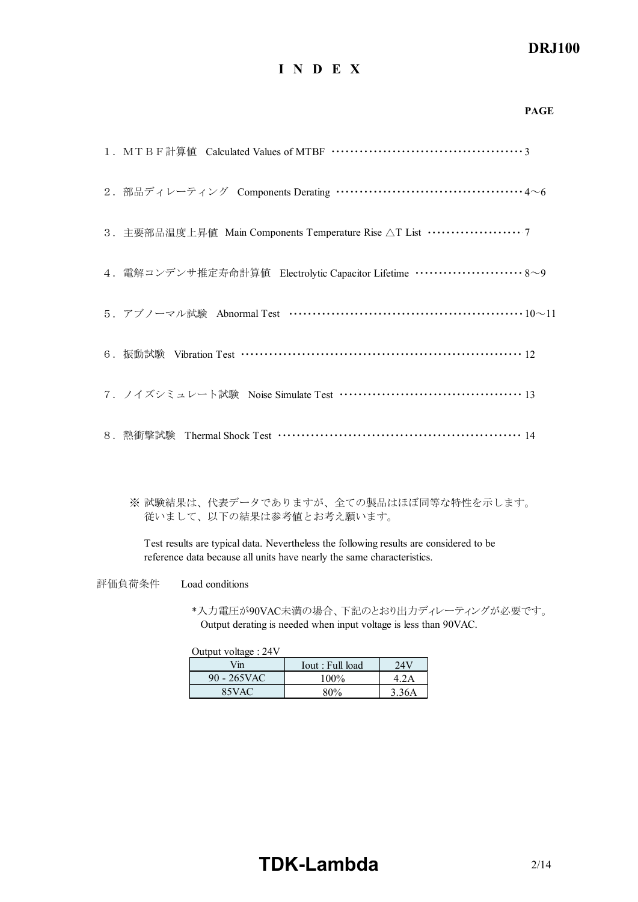# I N D E X

**PAGE**

| | |
|---|---|
| 1．ＭＴＢＦ計算値　Calculated Values of MTBF | 3 |
| 2．部品ディレーティング　Components Derating | 4～6 |
| 3．主要部品温度上昇値　Main Components Temperature Rise △T List | 7 |
| 4．電解コンデンサ推定寿命計算値　Electrolytic Capacitor Lifetime | 8～9 |
| 5．アブノーマル試験　Abnormal Test | 10～11 |
| 6．振動試験　Vibration Test | 12 |
| 7．ノイズシミュレート試験　Noise Simulate Test | 13 |
| 8．熱衝撃試験　Thermal Shock Test | 14 |

※ 試験結果は、代表データでありますが、全ての製品はほぼ同等な特性を示します。
従いまして、以下の結果は参考値とお考え願います。

Test results are typical data. Nevertheless the following results are considered to be reference data because all units have nearly the same characteristics.

評価負荷条件　　Load conditions

*入力電圧が90VAC未満の場合、下記のとおり出力ディレーティングが必要です。
Output derating is needed when input voltage is less than 90VAC.

Output voltage : 24V

| Vin | Iout : Full load | 24V |
|---|---|---|
| 90 - 265VAC | 100% | 4.2A |
| 85VAC | 80% | 3.36A |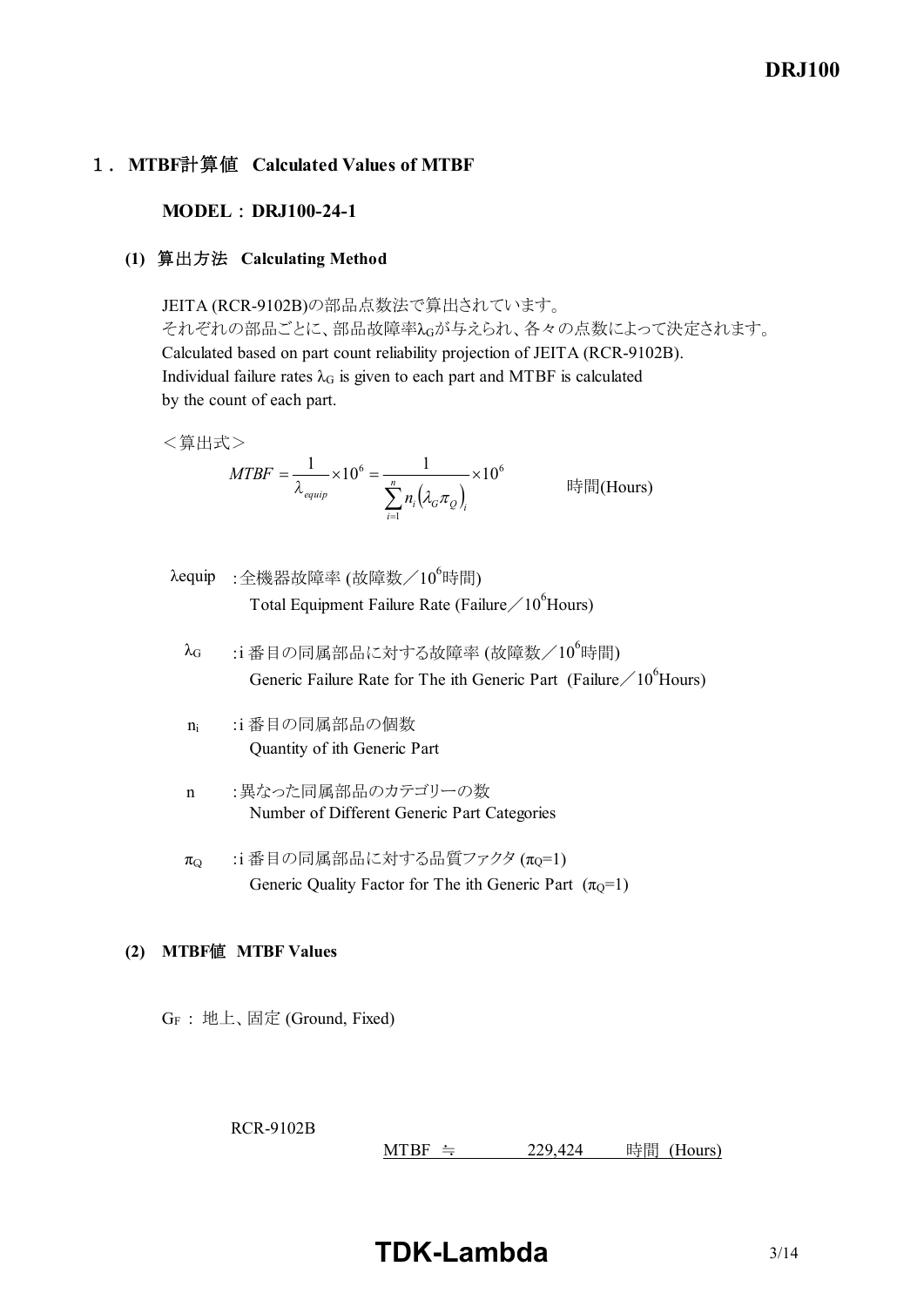## 1． MTBF計算値 Calculated Values of MTBF

**MODEL：DRJ100-24-1**

### (1) 算出方法 Calculating Method

JEITA (RCR-9102B)の部品点数法で算出されています。
それぞれの部品ごとに、部品故障率$\lambda_G$が与えられ、各々の点数によって決定されます。
Calculated based on part count reliability projection of JEITA (RCR-9102B).
Individual failure rates $\lambda_G$ is given to each part and MTBF is calculated by the count of each part.

＜算出式＞

$$MTBF = \frac{1}{\lambda_{equip}} \times 10^6 = \frac{1}{\sum_{i=1}^{n} n_i \left(\lambda_G \pi_Q\right)_i} \times 10^6 \quad \text{時間(Hours)}$$

- $\lambda_{equip}$ : 全機器故障率 (故障数／$10^6$時間)
  Total Equipment Failure Rate (Failure／$10^6$Hours)
- $\lambda_G$ : i 番目の同属部品に対する故障率 (故障数／$10^6$時間)
  Generic Failure Rate for The ith Generic Part (Failure／$10^6$Hours)
- $n_i$ : i 番目の同属部品の個数
  Quantity of ith Generic Part
- $n$ : 異なった同属部品のカテゴリーの数
  Number of Different Generic Part Categories
- $\pi_Q$ : i 番目の同属部品に対する品質ファクタ ($\pi_Q$=1)
  Generic Quality Factor for The ith Generic Part ($\pi_Q$=1)

### (2) MTBF値 MTBF Values

$G_F$ : 地上、固定 (Ground, Fixed)

RCR-9102B

MTBF ≒ 229,424 時間 (Hours)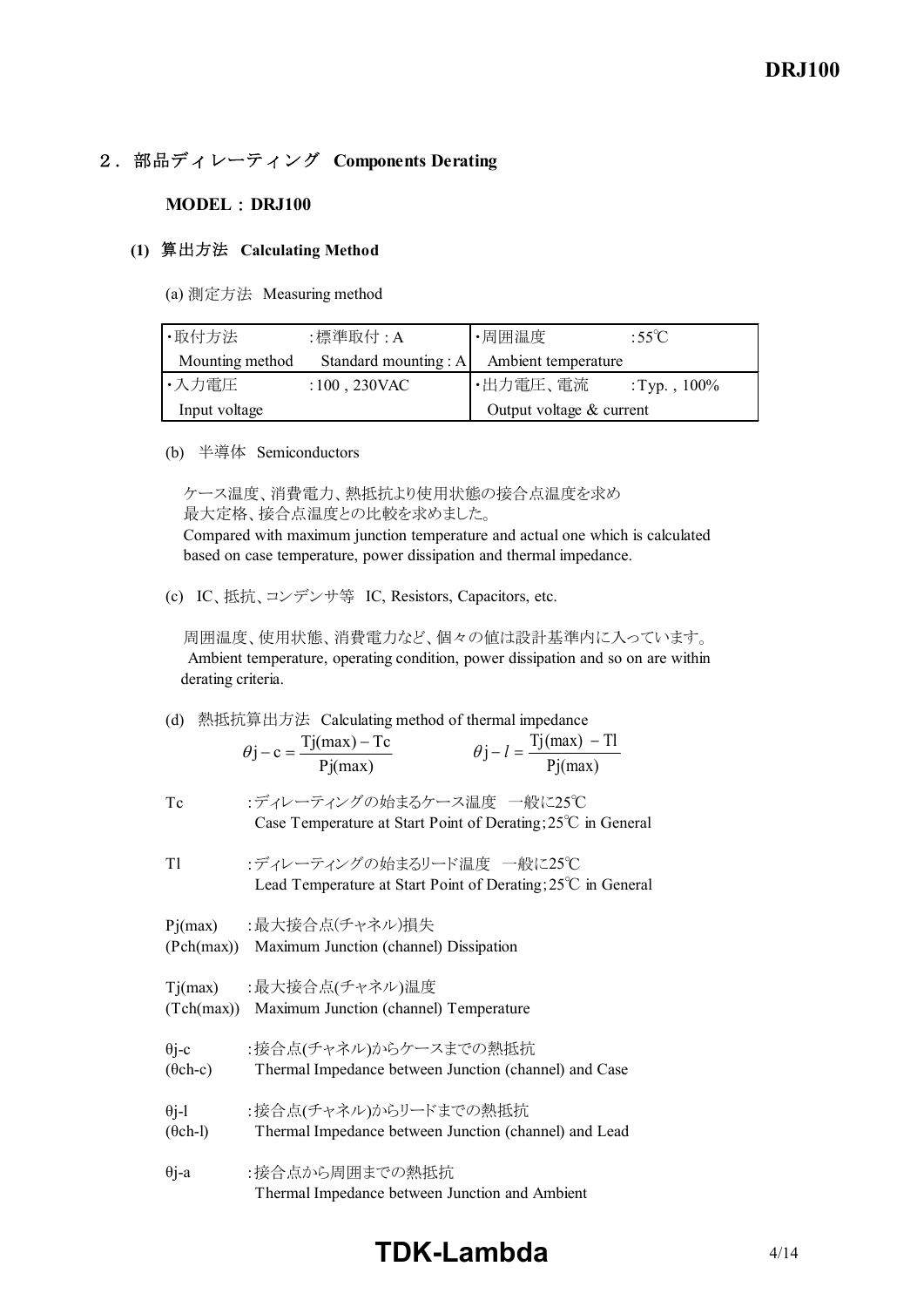## 2．部品ディレーティング Components Derating

**MODEL：DRJ100**

### (1) 算出方法 Calculating Method

(a) 測定方法 Measuring method

| ・取付方法 | :標準取付 : A | ・周囲温度 | :55℃ |
|---|---|---|---|
| Mounting method | Standard mounting : A | Ambient temperature | |
| ・入力電圧 | :100 , 230VAC | ・出力電圧、電流 | :Typ. , 100% |
| Input voltage | | Output voltage & current | |

(b) 半導体 Semiconductors

ケース温度、消費電力、熱抵抗より使用状態の接合点温度を求め最大定格、接合点温度との比較を求めました。
Compared with maximum junction temperature and actual one which is calculated based on case temperature, power dissipation and thermal impedance.

(c) IC、抵抗、コンデンサ等 IC, Resistors, Capacitors, etc.

周囲温度、使用状態、消費電力など、個々の値は設計基準内に入っています。
Ambient temperature, operating condition, power dissipation and so on are within derating criteria.

(d) 熱抵抗算出方法 Calculating method of thermal impedance

$$\theta j-c = \frac{Tj(max) - Tc}{Pj(max)} \qquad \theta j-l = \frac{Tj(max) - Tl}{Pj(max)}$$

Tc　:ディレーティングの始まるケース温度 一般に25℃
Case Temperature at Start Point of Derating;25℃ in General

Tl　:ディレーティングの始まるリード温度 一般に25℃
Lead Temperature at Start Point of Derating;25℃ in General

Pj(max) (Pch(max))　:最大接合点(チャネル)損失
Maximum Junction (channel) Dissipation

Tj(max) (Tch(max))　:最大接合点(チャネル)温度
Maximum Junction (channel) Temperature

θj-c (θch-c)　:接合点(チャネル)からケースまでの熱抵抗
Thermal Impedance between Junction (channel) and Case

θj-l (θch-l)　:接合点(チャネル)からリードまでの熱抵抗
Thermal Impedance between Junction (channel) and Lead

θj-a　:接合点から周囲までの熱抵抗
Thermal Impedance between Junction and Ambient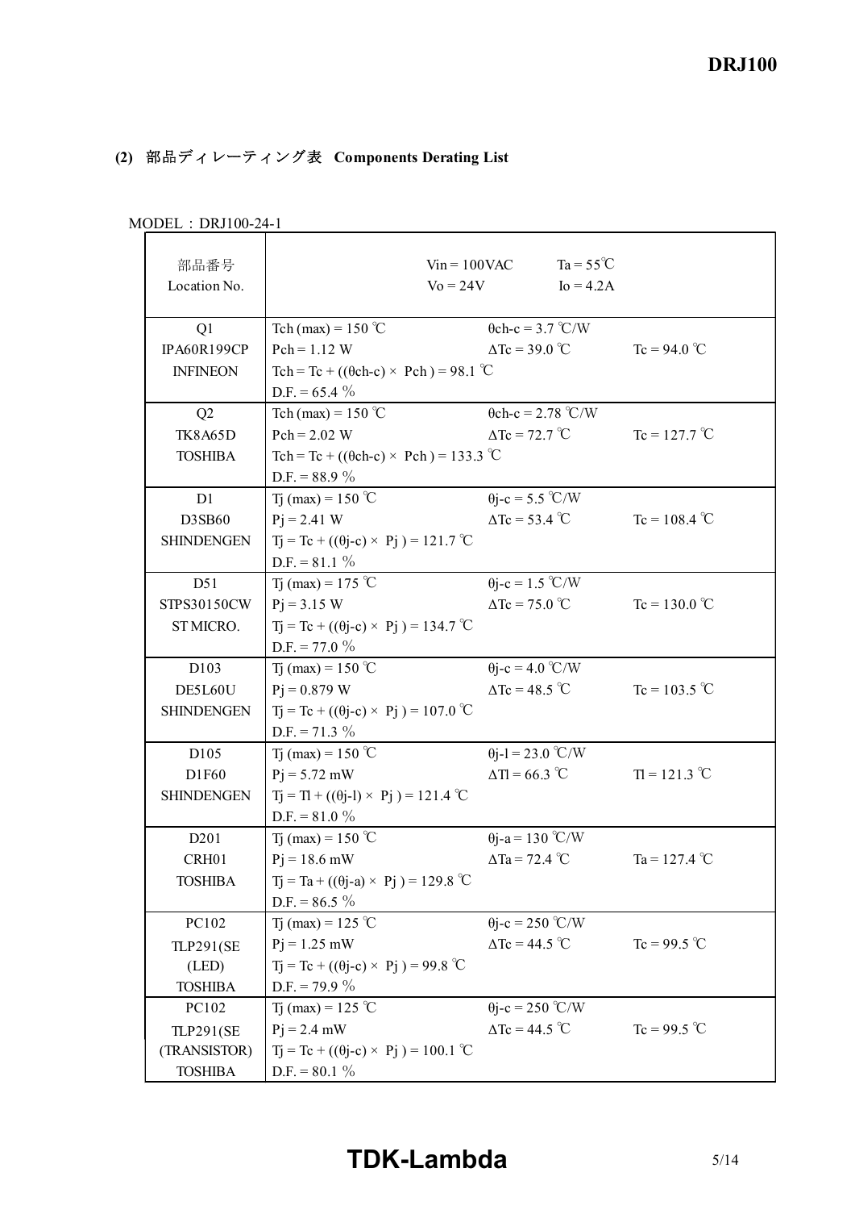## (2) 部品ディレーティング表 Components Derating List

MODEL：DRJ100-24-1

| 部品番号<br>Location No. | Vin = 100VAC Ta = 55℃<br>Vo = 24V Io = 4.2A | | |
|---|---|---|---|
| Q1<br>IPA60R199CP<br>INFINEON | Tch (max) = 150 ℃<br>Pch = 1.12 W<br>Tch = Tc + ((θch-c) × Pch ) = 98.1 ℃<br>D.F. = 65.4 % | θch-c = 3.7 ℃/W<br>ΔTc = 39.0 ℃ | <br>Tc = 94.0 ℃ |
| Q2<br>TK8A65D<br>TOSHIBA | Tch (max) = 150 ℃<br>Pch = 2.02 W<br>Tch = Tc + ((θch-c) × Pch ) = 133.3 ℃<br>D.F. = 88.9 % | θch-c = 2.78 ℃/W<br>ΔTc = 72.7 ℃ | <br>Tc = 127.7 ℃ |
| D1<br>D3SB60<br>SHINDENGEN | Tj (max) = 150 ℃<br>Pj = 2.41 W<br>Tj = Tc + ((θj-c) × Pj ) = 121.7 ℃<br>D.F. = 81.1 % | θj-c = 5.5 ℃/W<br>ΔTc = 53.4 ℃ | <br>Tc = 108.4 ℃ |
| D51<br>STPS30150CW<br>ST MICRO. | Tj (max) = 175 ℃<br>Pj = 3.15 W<br>Tj = Tc + ((θj-c) × Pj ) = 134.7 ℃<br>D.F. = 77.0 % | θj-c = 1.5 ℃/W<br>ΔTc = 75.0 ℃ | <br>Tc = 130.0 ℃ |
| D103<br>DE5L60U<br>SHINDENGEN | Tj (max) = 150 ℃<br>Pj = 0.879 W<br>Tj = Tc + ((θj-c) × Pj ) = 107.0 ℃<br>D.F. = 71.3 % | θj-c = 4.0 ℃/W<br>ΔTc = 48.5 ℃ | <br>Tc = 103.5 ℃ |
| D105<br>D1F60<br>SHINDENGEN | Tj (max) = 150 ℃<br>Pj = 5.72 mW<br>Tj = Tl + ((θj-l) × Pj ) = 121.4 ℃<br>D.F. = 81.0 % | θj-l = 23.0 ℃/W<br>ΔTl = 66.3 ℃ | <br>Tl = 121.3 ℃ |
| D201<br>CRH01<br>TOSHIBA | Tj (max) = 150 ℃<br>Pj = 18.6 mW<br>Tj = Ta + ((θj-a) × Pj ) = 129.8 ℃<br>D.F. = 86.5 % | θj-a = 130 ℃/W<br>ΔTa = 72.4 ℃ | <br>Ta = 127.4 ℃ |
| PC102<br>TLP291(SE<br>(LED)<br>TOSHIBA | Tj (max) = 125 ℃<br>Pj = 1.25 mW<br>Tj = Tc + ((θj-c) × Pj ) = 99.8 ℃<br>D.F. = 79.9 % | θj-c = 250 ℃/W<br>ΔTc = 44.5 ℃ | <br>Tc = 99.5 ℃ |
| PC102<br>TLP291(SE<br>(TRANSISTOR)<br>TOSHIBA | Tj (max) = 125 ℃<br>Pj = 2.4 mW<br>Tj = Tc + ((θj-c) × Pj ) = 100.1 ℃<br>D.F. = 80.1 % | θj-c = 250 ℃/W<br>ΔTc = 44.5 ℃ | <br>Tc = 99.5 ℃ |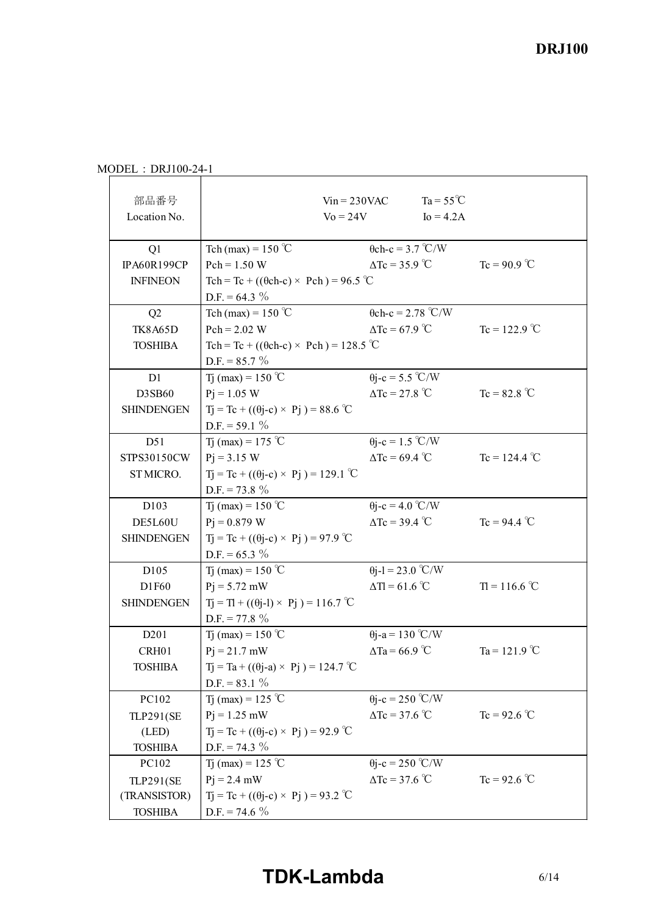MODEL：DRJ100-24-1

| 部品番号<br>Location No. | $V_{in}$ = 230VAC　　$T_a$ = 55℃<br>$V_o$ = 24V　　$I_o$ = 4.2A | | |
|---|---|---|---|
| Q1<br>IPA60R199CP<br>INFINEON | Tch (max) = 150 ℃<br>Pch = 1.50 W<br>Tch = Tc + ((θch-c) × Pch ) = 96.5 ℃<br>D.F. = 64.3 % | θch-c = 3.7 ℃/W<br>ΔTc = 35.9 ℃ | <br>Tc = 90.9 ℃ |
| Q2<br>TK8A65D<br>TOSHIBA | Tch (max) = 150 ℃<br>Pch = 2.02 W<br>Tch = Tc + ((θch-c) × Pch ) = 128.5 ℃<br>D.F. = 85.7 % | θch-c = 2.78 ℃/W<br>ΔTc = 67.9 ℃ | <br>Tc = 122.9 ℃ |
| D1<br>D3SB60<br>SHINDENGEN | Tj (max) = 150 ℃<br>Pj = 1.05 W<br>Tj = Tc + ((θj-c) × Pj ) = 88.6 ℃<br>D.F. = 59.1 % | θj-c = 5.5 ℃/W<br>ΔTc = 27.8 ℃ | <br>Tc = 82.8 ℃ |
| D51<br>STPS30150CW<br>ST MICRO. | Tj (max) = 175 ℃<br>Pj = 3.15 W<br>Tj = Tc + ((θj-c) × Pj ) = 129.1 ℃<br>D.F. = 73.8 % | θj-c = 1.5 ℃/W<br>ΔTc = 69.4 ℃ | <br>Tc = 124.4 ℃ |
| D103<br>DE5L60U<br>SHINDENGEN | Tj (max) = 150 ℃<br>Pj = 0.879 W<br>Tj = Tc + ((θj-c) × Pj ) = 97.9 ℃<br>D.F. = 65.3 % | θj-c = 4.0 ℃/W<br>ΔTc = 39.4 ℃ | <br>Tc = 94.4 ℃ |
| D105<br>D1F60<br>SHINDENGEN | Tj (max) = 150 ℃<br>Pj = 5.72 mW<br>Tj = Tl + ((θj-l) × Pj ) = 116.7 ℃<br>D.F. = 77.8 % | θj-l = 23.0 ℃/W<br>ΔTl = 61.6 ℃ | <br>Tl = 116.6 ℃ |
| D201<br>CRH01<br>TOSHIBA | Tj (max) = 150 ℃<br>Pj = 21.7 mW<br>Tj = Ta + ((θj-a) × Pj ) = 124.7 ℃<br>D.F. = 83.1 % | θj-a = 130 ℃/W<br>ΔTa = 66.9 ℃ | <br>Ta = 121.9 ℃ |
| PC102<br>TLP291(SE<br>(LED)<br>TOSHIBA | Tj (max) = 125 ℃<br>Pj = 1.25 mW<br>Tj = Tc + ((θj-c) × Pj ) = 92.9 ℃<br>D.F. = 74.3 % | θj-c = 250 ℃/W<br>ΔTc = 37.6 ℃ | <br>Tc = 92.6 ℃ |
| PC102<br>TLP291(SE<br>(TRANSISTOR)<br>TOSHIBA | Tj (max) = 125 ℃<br>Pj = 2.4 mW<br>Tj = Tc + ((θj-c) × Pj ) = 93.2 ℃<br>D.F. = 74.6 % | θj-c = 250 ℃/W<br>ΔTc = 37.6 ℃ | <br>Tc = 92.6 ℃ |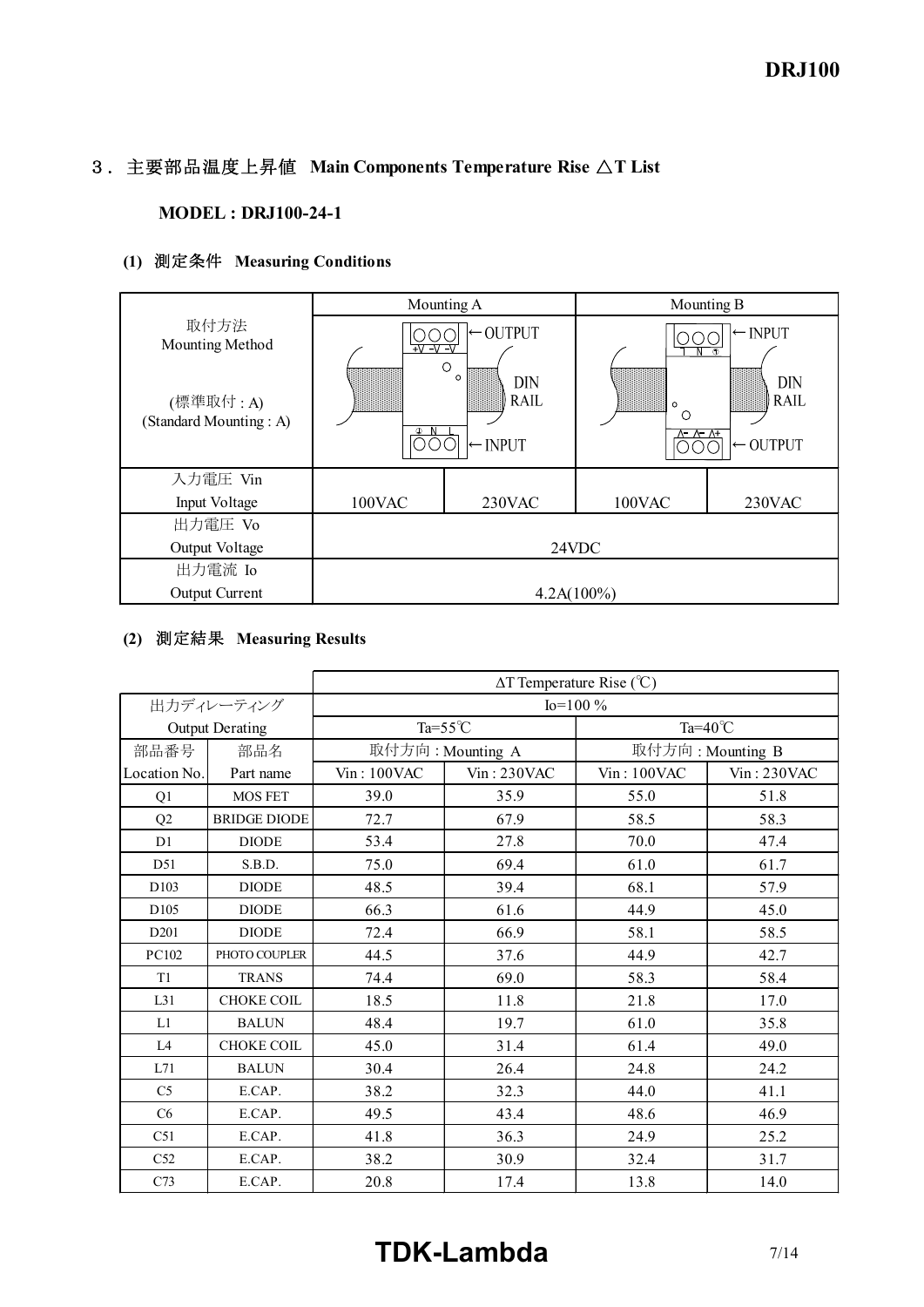## ３．主要部品温度上昇値 Main Components Temperature Rise △T List

### MODEL : DRJ100-24-1

#### (1) 測定条件 Measuring Conditions

| 取付方法 Mounting Method (標準取付 : A) (Standard Mounting : A) | Mounting A | | Mounting B | |
|---|---|---|---|---|
| | OUTPUT (+V −V −V) / DIN RAIL / INPUT (⏚ N L) | | INPUT (L N ⏚) / DIN RAIL / OUTPUT (−V −V +V) | |
| 入力電圧 Vin Input Voltage | 100VAC | 230VAC | 100VAC | 230VAC |
| 出力電圧 Vo Output Voltage | 24VDC | | | |
| 出力電流 Io Output Current | 4.2A(100%) | | | |

#### (2) 測定結果 Measuring Results

| | | ΔT Temperature Rise (℃) | | | |
|---|---|---|---|---|---|
| 出力ディレーティング Output Derating | | Io=100 % | | | |
| | | Ta=55℃ | | Ta=40℃ | |
| 部品番号 Location No. | 部品名 Part name | 取付方向 : Mounting A Vin : 100VAC | 取付方向 : Mounting A Vin : 230VAC | 取付方向 : Mounting B Vin : 100VAC | 取付方向 : Mounting B Vin : 230VAC |
| Q1 | MOS FET | 39.0 | 35.9 | 55.0 | 51.8 |
| Q2 | BRIDGE DIODE | 72.7 | 67.9 | 58.5 | 58.3 |
| D1 | DIODE | 53.4 | 27.8 | 70.0 | 47.4 |
| D51 | S.B.D. | 75.0 | 69.4 | 61.0 | 61.7 |
| D103 | DIODE | 48.5 | 39.4 | 68.1 | 57.9 |
| D105 | DIODE | 66.3 | 61.6 | 44.9 | 45.0 |
| D201 | DIODE | 72.4 | 66.9 | 58.1 | 58.5 |
| PC102 | PHOTO COUPLER | 44.5 | 37.6 | 44.9 | 42.7 |
| T1 | TRANS | 74.4 | 69.0 | 58.3 | 58.4 |
| L31 | CHOKE COIL | 18.5 | 11.8 | 21.8 | 17.0 |
| L1 | BALUN | 48.4 | 19.7 | 61.0 | 35.8 |
| L4 | CHOKE COIL | 45.0 | 31.4 | 61.4 | 49.0 |
| L71 | BALUN | 30.4 | 26.4 | 24.8 | 24.2 |
| C5 | E.CAP. | 38.2 | 32.3 | 44.0 | 41.1 |
| C6 | E.CAP. | 49.5 | 43.4 | 48.6 | 46.9 |
| C51 | E.CAP. | 41.8 | 36.3 | 24.9 | 25.2 |
| C52 | E.CAP. | 38.2 | 30.9 | 32.4 | 31.7 |
| C73 | E.CAP. | 20.8 | 17.4 | 13.8 | 14.0 |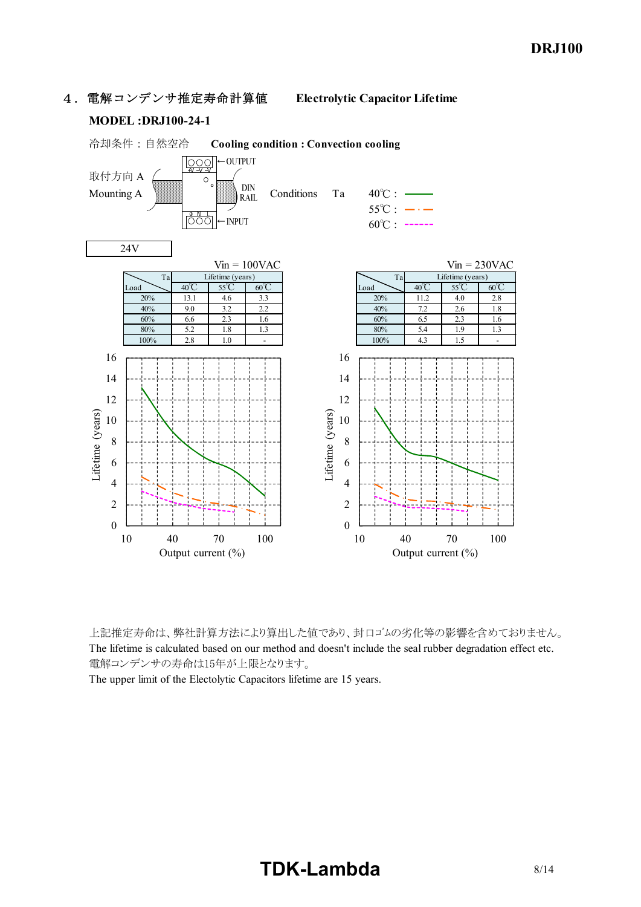## ４．電解コンデンサ推定寿命計算値　Electrolytic Capacitor Lifetime

**MODEL :DRJ100-24-1**

冷却条件：自然空冷　**Cooling condition : Convection cooling**

取付方向 A
Mounting A

OUTPUT / DIN RAIL / INPUT

Conditions　Ta　40℃ : ——　55℃ : —·—　60℃ : - - - -

**24V**

Vin = 100VAC

| Load \ Ta | Lifetime (years) 40℃ | 55℃ | 60℃ |
|---|---|---|---|
| 20% | 13.1 | 4.6 | 3.3 |
| 40% | 9.0 | 3.2 | 2.2 |
| 60% | 6.6 | 2.3 | 1.6 |
| 80% | 5.2 | 1.8 | 1.3 |
| 100% | 2.8 | 1.0 | - |

Vin = 230VAC

| Load \ Ta | Lifetime (years) 40℃ | 55℃ | 60℃ |
|---|---|---|---|
| 20% | 11.2 | 4.0 | 2.8 |
| 40% | 7.2 | 2.6 | 1.8 |
| 60% | 6.5 | 2.3 | 1.6 |
| 80% | 5.4 | 1.9 | 1.3 |
| 100% | 4.3 | 1.5 | - |

Lifetime (years) vs. Output current (%)

上記推定寿命は、弊社計算方法により算出した値であり、封口ｺﾞﾑの劣化等の影響を含めておりません。
The lifetime is calculated based on our method and doesn't include the seal rubber degradation effect etc.
電解コンデンサの寿命は15年が上限となります。
The upper limit of the Electolytic Capacitors lifetime are 15 years.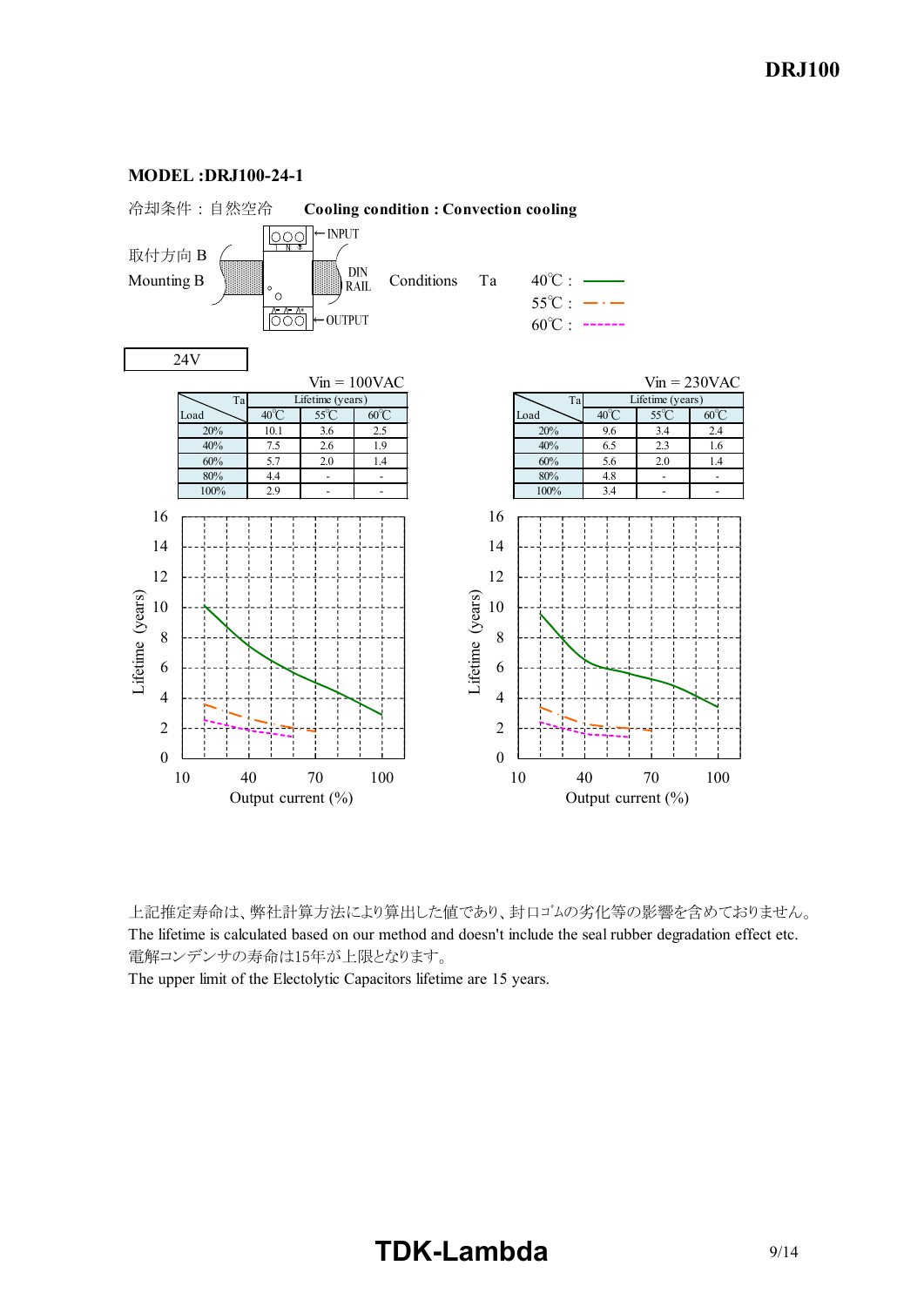**MODEL :DRJ100-24-1**

冷却条件：自然空冷　**Cooling condition : Convection cooling**

取付方向 B
Mounting B

INPUT
DIN RAIL
OUTPUT

Conditions　Ta　40℃ : ——　55℃ : —·—　60℃ : ------

24V

Vin = 100VAC

| Load \ Ta | Lifetime (years) 40℃ | 55℃ | 60℃ |
|---|---|---|---|
| 20% | 10.1 | 3.6 | 2.5 |
| 40% | 7.5 | 2.6 | 1.9 |
| 60% | 5.7 | 2.0 | 1.4 |
| 80% | 4.4 | - | - |
| 100% | 2.9 | - | - |

Vin = 230VAC

| Load \ Ta | Lifetime (years) 40℃ | 55℃ | 60℃ |
|---|---|---|---|
| 20% | 9.6 | 3.4 | 2.4 |
| 40% | 6.5 | 2.3 | 1.6 |
| 60% | 5.6 | 2.0 | 1.4 |
| 80% | 4.8 | - | - |
| 100% | 3.4 | - | - |

Lifetime (years) vs. Output current (%)

上記推定寿命は、弊社計算方法により算出した値であり、封口ゴムの劣化等の影響を含めておりません。
The lifetime is calculated based on our method and doesn't include the seal rubber degradation effect etc.
電解コンデンサの寿命は15年が上限となります。
The upper limit of the Electolytic Capacitors lifetime are 15 years.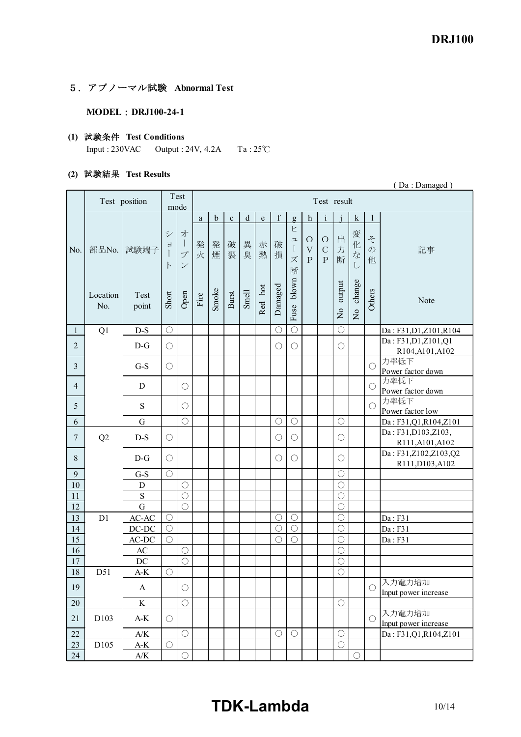## 5．アブノーマル試験 Abnormal Test

**MODEL：DRJ100-24-1**

**(1) 試験条件 Test Conditions**

Input : 230VAC　　Output : 24V, 4.2A　　Ta : 25℃

**(2) 試験結果 Test Results**

( Da : Damaged )

| No. | Test position | | Test mode | | Test result | | | | | | | | | | | | |
|---|---|---|---|---|---|---|---|---|---|---|---|---|---|---|---|---|---|
| | | | | | a | b | c | d | e | f | g | h | i | j | k | l | |
| | 部品No. Location No. | 試験端子 Test point | ショート Short | オープン Open | 発火 Fire | 発煙 Smoke | 破裂 Burst | 異臭 Smell | 赤熱 Red hot | 破損 Damaged | ヒューズ断 Fuse blown | OVP | OCP | 出力断 No output | 変化なし No change | その他 Others | 記事 Note |
| 1 | Q1 | D-S | ○ | | | | | | | ○ | ○ | | | ○ | | | Da : F31,D1,Z101,R104 |
| 2 | | D-G | ○ | | | | | | | ○ | ○ | | | ○ | | | Da : F31,D1,Z101,Q1 R104,A101,A102 |
| 3 | | G-S | ○ | | | | | | | | | | | | | ○ | 力率低下 Power factor down |
| 4 | | D | | ○ | | | | | | | | | | | | ○ | 力率低下 Power factor down |
| 5 | | S | | ○ | | | | | | | | | | | | ○ | 力率低下 Power factor low |
| 6 | | G | | ○ | | | | | | ○ | ○ | | | ○ | | | Da : F31,Q1,R104,Z101 |
| 7 | Q2 | D-S | ○ | | | | | | | ○ | ○ | | | ○ | | | Da : F31,D103,Z103, R111,A101,A102 |
| 8 | | D-G | ○ | | | | | | | ○ | ○ | | | ○ | | | Da : F31,Z102,Z103,Q2 R111,D103,A102 |
| 9 | | G-S | ○ | | | | | | | | | | | ○ | | | |
| 10 | | D | | ○ | | | | | | | | | | ○ | | | |
| 11 | | S | | ○ | | | | | | | | | | ○ | | | |
| 12 | | G | | ○ | | | | | | | | | | ○ | | | |
| 13 | D1 | AC-AC | ○ | | | | | | | ○ | ○ | | | ○ | | | Da : F31 |
| 14 | | DC-DC | ○ | | | | | | | ○ | ○ | | | ○ | | | Da : F31 |
| 15 | | AC-DC | ○ | | | | | | | ○ | ○ | | | ○ | | | Da : F31 |
| 16 | | AC | | ○ | | | | | | | | | | ○ | | | |
| 17 | | DC | | ○ | | | | | | | | | | ○ | | | |
| 18 | D51 | A-K | ○ | | | | | | | | | | | ○ | | | |
| 19 | | A | | ○ | | | | | | | | | | | | ○ | 入力電力増加 Input power increase |
| 20 | | K | | ○ | | | | | | | | | | ○ | | | |
| 21 | D103 | A-K | ○ | | | | | | | | | | | | | ○ | 入力電力増加 Input power increase |
| 22 | | A/K | | ○ | | | | | | ○ | ○ | | | ○ | | | Da : F31,Q1,R104,Z101 |
| 23 | D105 | A-K | ○ | | | | | | | | | | | ○ | | | |
| 24 | | A/K | | ○ | | | | | | | | | | | ○ | | |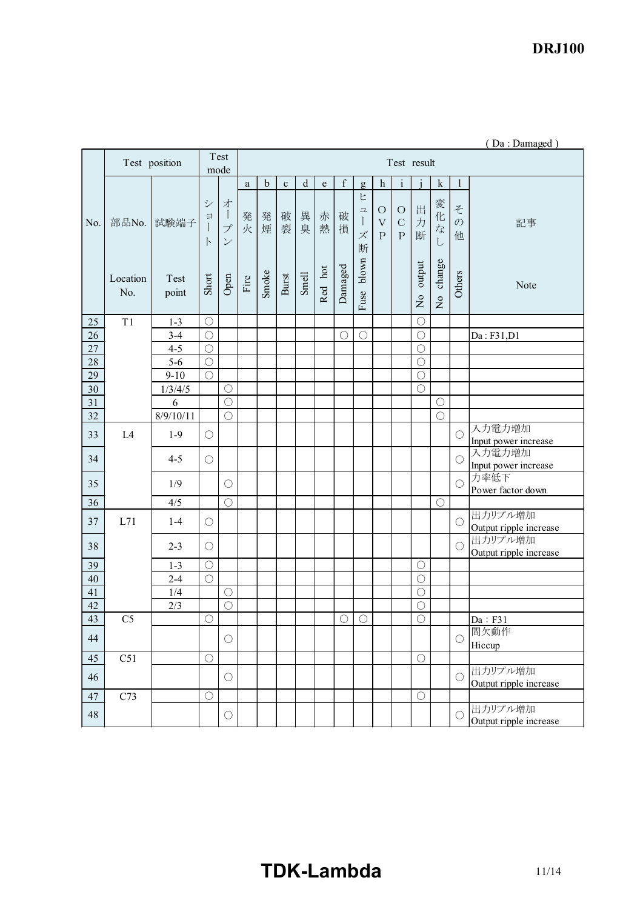( Da : Damaged )

| No. | Test position | | Test mode | | Test result | | | | | | | | | | | | |
|---|---|---|---|---|---|---|---|---|---|---|---|---|---|---|---|---|---|
| | | | | | a | b | c | d | e | f | g | h | i | j | k | l | |
| | 部品No. | 試験端子 | ショート | オープン | 発火 | 発煙 | 破裂 | 異臭 | 赤熱 | 破損 | ヒューズ断 | OVP | OCP | 出力断 | 変化なし | その他 | 記事 |
| | Location No. | Test point | Short | Open | Fire | Smoke | Burst | Smell | Red hot | Damaged | Fuse blown | | | No output | No change | Others | Note |
| 25 | T1 | 1-3 | ○ | | | | | | | | | | | ○ | | | |
| 26 | | 3-4 | ○ | | | | | | | ○ | ○ | | | ○ | | | Da : F31,D1 |
| 27 | | 4-5 | ○ | | | | | | | | | | | ○ | | | |
| 28 | | 5-6 | ○ | | | | | | | | | | | ○ | | | |
| 29 | | 9-10 | ○ | | | | | | | | | | | ○ | | | |
| 30 | | 1/3/4/5 | | ○ | | | | | | | | | | ○ | | | |
| 31 | | 6 | | ○ | | | | | | | | | | | ○ | | |
| 32 | | 8/9/10/11 | | ○ | | | | | | | | | | | ○ | | |
| 33 | L4 | 1-9 | ○ | | | | | | | | | | | | | ○ | 入力電力増加 Input power increase |
| 34 | | 4-5 | ○ | | | | | | | | | | | | | ○ | 入力電力増加 Input power increase |
| 35 | | 1/9 | | ○ | | | | | | | | | | | | ○ | 力率低下 Power factor down |
| 36 | | 4/5 | | ○ | | | | | | | | | | | ○ | | |
| 37 | L71 | 1-4 | ○ | | | | | | | | | | | | | ○ | 出力リプル増加 Output ripple increase |
| 38 | | 2-3 | ○ | | | | | | | | | | | | | ○ | 出力リプル増加 Output ripple increase |
| 39 | | 1-3 | ○ | | | | | | | | | | | ○ | | | |
| 40 | | 2-4 | ○ | | | | | | | | | | | ○ | | | |
| 41 | | 1/4 | | ○ | | | | | | | | | | ○ | | | |
| 42 | | 2/3 | | ○ | | | | | | | | | | ○ | | | |
| 43 | C5 | | ○ | | | | | | | ○ | ○ | | | ○ | | | Da：F31 |
| 44 | | | | ○ | | | | | | | | | | | | ○ | 間欠動作 Hiccup |
| 45 | C51 | | ○ | | | | | | | | | | | ○ | | | |
| 46 | | | | ○ | | | | | | | | | | | | ○ | 出力リプル増加 Output ripple increase |
| 47 | C73 | | ○ | | | | | | | | | | | ○ | | | |
| 48 | | | | ○ | | | | | | | | | | | | ○ | 出力リプル増加 Output ripple increase |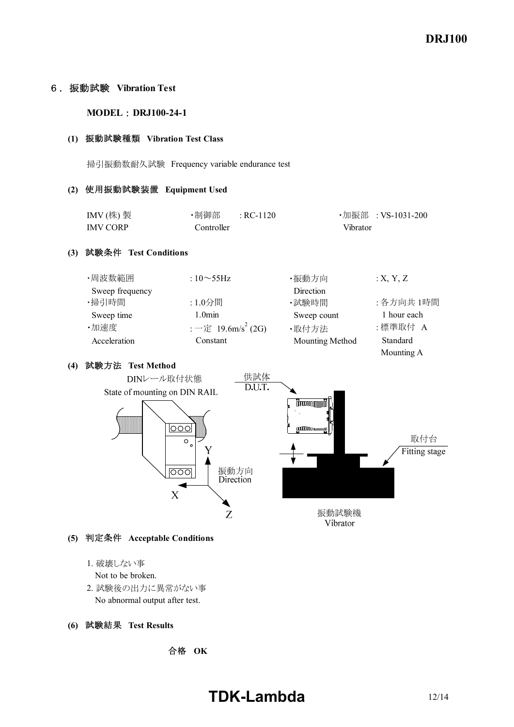## ６．振動試験 Vibration Test

**MODEL：DRJ100-24-1**

### (1) 振動試験種類 Vibration Test Class

掃引振動数耐久試験 Frequency variable endurance test

### (2) 使用振動試験装置 Equipment Used

| | | |
|---|---|---|
| IMV (株) 製 IMV CORP | ・制御部 Controller : RC-1120 | ・加振部 Vibrator : VS-1031-200 |

### (3) 試験条件 Test Conditions

| | | | |
|---|---|---|---|
| ・周波数範囲 Sweep frequency | : 10～55Hz | ・振動方向 Direction | : X, Y, Z |
| ・掃引時間 Sweep time | : 1.0分間 1.0min | ・試験時間 Sweep count | : 各方向共 1時間 1 hour each |
| ・加速度 Acceleration | : 一定 $19.6m/s^2$ (2G) Constant | ・取付方法 Mounting Method | : 標準取付 A Standard Mounting A |

### (4) 試験方法 Test Method

DINレール取付状態
State of mounting on DIN RAIL

供試体
D.U.T.

振動方向
Direction

X Y Z

取付台
Fitting stage

振動試験機
Vibrator

### (5) 判定条件 Acceptable Conditions

1. 破壊しない事
   Not to be broken.
2. 試験後の出力に異常がない事
   No abnormal output after test.

### (6) 試験結果 Test Results

**合格 OK**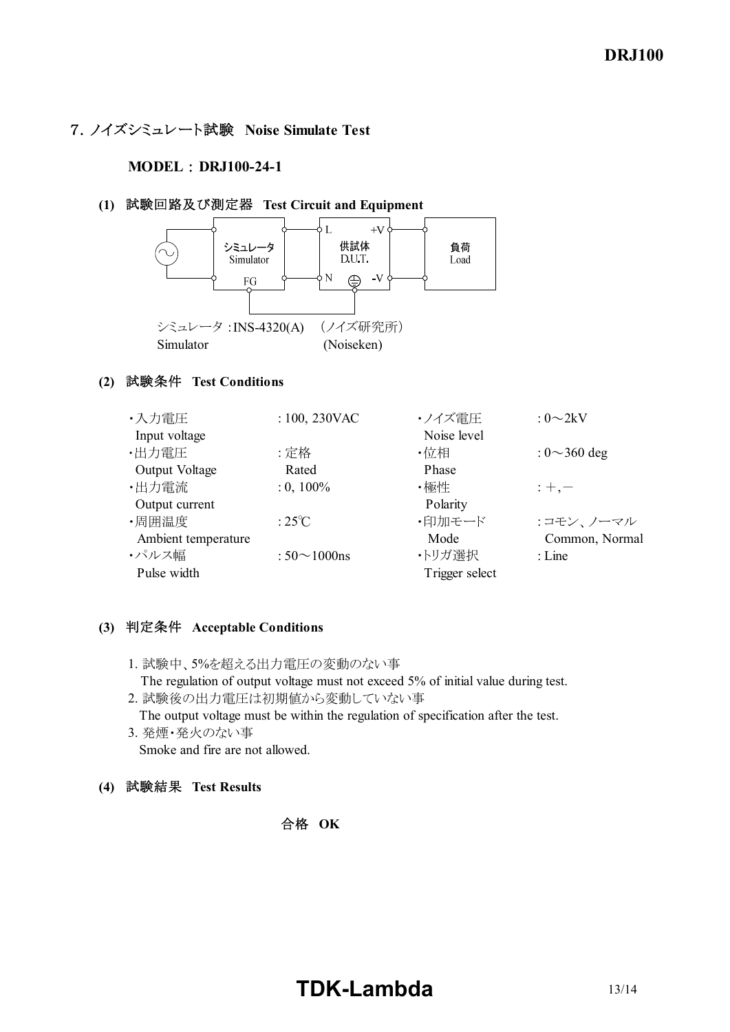## 7. ノイズシミュレート試験 Noise Simulate Test

**MODEL : DRJ100-24-1**

**(1) 試験回路及び測定器 Test Circuit and Equipment**

シミュレータ : INS-4320(A) （ノイズ研究所）
Simulator (Noiseken)

**(2) 試験条件 Test Conditions**

| | | | |
|---|---|---|---|
| ・入力電圧 Input voltage | : 100, 230VAC | ・ノイズ電圧 Noise level | : 0～2kV |
| ・出力電圧 Output Voltage | : 定格 Rated | ・位相 Phase | : 0～360 deg |
| ・出力電流 Output current | : 0, 100% | ・極性 Polarity | : +, − |
| ・周囲温度 Ambient temperature | : 25℃ | ・印加モード Mode | : コモン、ノーマル Common, Normal |
| ・パルス幅 Pulse width | : 50～1000ns | ・トリガ選択 Trigger select | : Line |

**(3) 判定条件 Acceptable Conditions**

1. 試験中、5%を超える出力電圧の変動のない事
   The regulation of output voltage must not exceed 5% of initial value during test.
2. 試験後の出力電圧は初期値から変動していない事
   The output voltage must be within the regulation of specification after the test.
3. 発煙・発火のない事
   Smoke and fire are not allowed.

**(4) 試験結果 Test Results**

合格 **OK**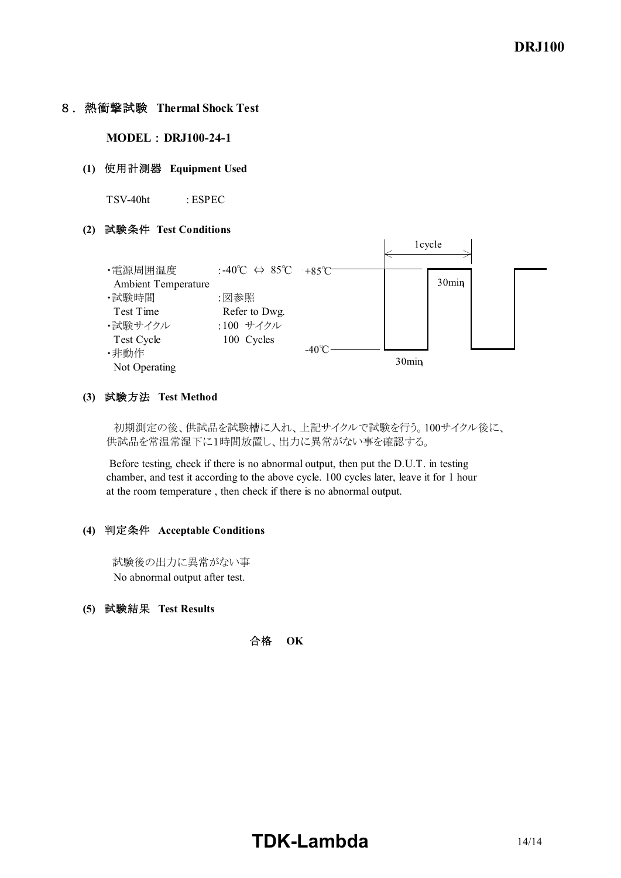## ８．熱衝撃試験　Thermal Shock Test

**MODEL：DRJ100-24-1**

**(1) 使用計測器　Equipment Used**

TSV-40ht　　　: ESPEC

**(2) 試験条件　Test Conditions**

- ・電源周囲温度　　:-40℃ ⇔ 85℃
  Ambient Temperature
- ・試験時間　　:図参照
  Test Time　　Refer to Dwg.
- ・試験サイクル　　:100 サイクル
  Test Cycle　　100 Cycles
- ・非動作
  Not Operating

1cycle

+85℃

30min

-40℃

30min

**(3) 試験方法　Test Method**

初期測定の後、供試品を試験槽に入れ、上記サイクルで試験を行う。100サイクル後に、供試品を常温常湿下に1時間放置し、出力に異常がない事を確認する。

Before testing, check if there is no abnormal output, then put the D.U.T. in testing chamber, and test it according to the above cycle. 100 cycles later, leave it for 1 hour at the room temperature , then check if there is no abnormal output.

**(4) 判定条件　Acceptable Conditions**

試験後の出力に異常がない事
No abnormal output after test.

**(5) 試験結果　Test Results**

合格　**OK**